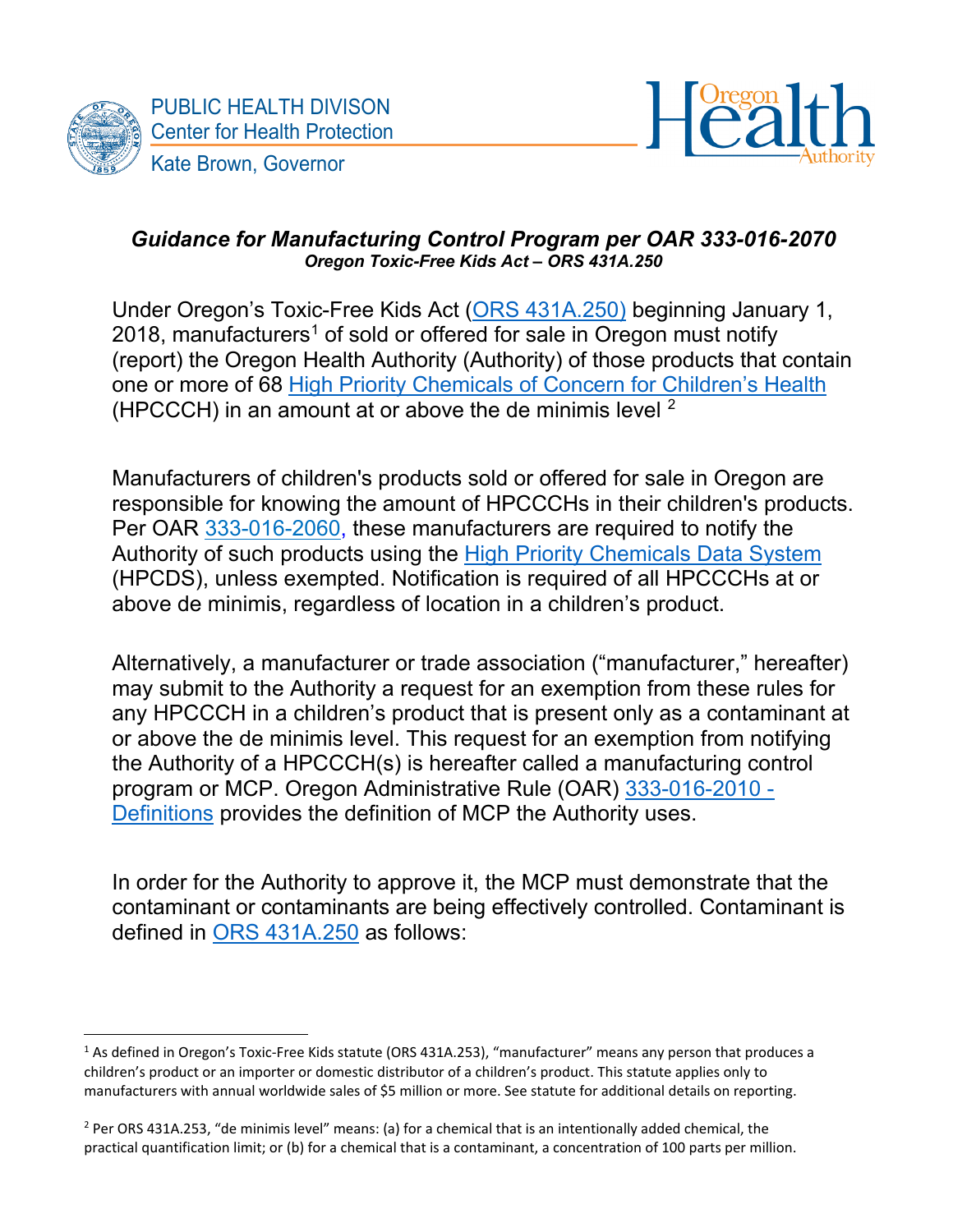PUBLIC HEALTH DIVISON
Center for Health Protection
Kate Brown, Governor

Oregon Health Authority

## *Guidance for Manufacturing Control Program per OAR 333-016-2070*

***Oregon Toxic-Free Kids Act – ORS 431A.250***

Under Oregon's Toxic-Free Kids Act (ORS 431A.250) beginning January 1, 2018, manufacturers[1] of sold or offered for sale in Oregon must notify (report) the Oregon Health Authority (Authority) of those products that contain one or more of 68 High Priority Chemicals of Concern for Children's Health (HPCCCH) in an amount at or above the de minimis level [2]

Manufacturers of children's products sold or offered for sale in Oregon are responsible for knowing the amount of HPCCCHs in their children's products. Per OAR 333-016-2060, these manufacturers are required to notify the Authority of such products using the High Priority Chemicals Data System (HPCDS), unless exempted. Notification is required of all HPCCCHs at or above de minimis, regardless of location in a children's product.

Alternatively, a manufacturer or trade association ("manufacturer," hereafter) may submit to the Authority a request for an exemption from these rules for any HPCCCH in a children's product that is present only as a contaminant at or above the de minimis level. This request for an exemption from notifying the Authority of a HPCCCH(s) is hereafter called a manufacturing control program or MCP. Oregon Administrative Rule (OAR) 333-016-2010 - Definitions provides the definition of MCP the Authority uses.

In order for the Authority to approve it, the MCP must demonstrate that the contaminant or contaminants are being effectively controlled. Contaminant is defined in ORS 431A.250 as follows:

---

[1] As defined in Oregon's Toxic-Free Kids statute (ORS 431A.253), "manufacturer" means any person that produces a children's product or an importer or domestic distributor of a children's product. This statute applies only to manufacturers with annual worldwide sales of $5 million or more. See statute for additional details on reporting.

[2] Per ORS 431A.253, "de minimis level" means: (a) for a chemical that is an intentionally added chemical, the practical quantification limit; or (b) for a chemical that is a contaminant, a concentration of 100 parts per million.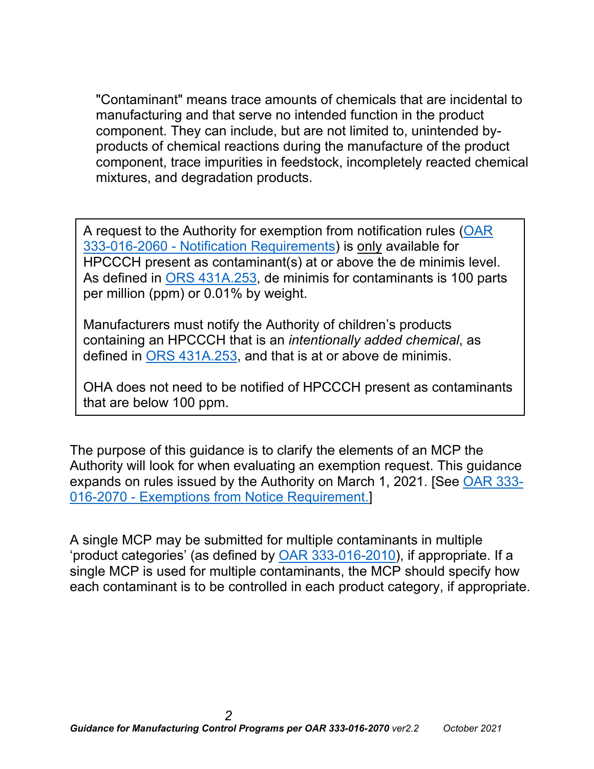"Contaminant" means trace amounts of chemicals that are incidental to manufacturing and that serve no intended function in the product component. They can include, but are not limited to, unintended by-products of chemical reactions during the manufacture of the product component, trace impurities in feedstock, incompletely reacted chemical mixtures, and degradation products.

> A request to the Authority for exemption from notification rules (OAR 333-016-2060 - Notification Requirements) is only available for HPCCCH present as contaminant(s) at or above the de minimis level. As defined in ORS 431A.253, de minimis for contaminants is 100 parts per million (ppm) or 0.01% by weight.
>
> Manufacturers must notify the Authority of children's products containing an HPCCCH that is an *intentionally added chemical*, as defined in ORS 431A.253, and that is at or above de minimis.
>
> OHA does not need to be notified of HPCCCH present as contaminants that are below 100 ppm.

The purpose of this guidance is to clarify the elements of an MCP the Authority will look for when evaluating an exemption request. This guidance expands on rules issued by the Authority on March 1, 2021. [See OAR 333-016-2070 - Exemptions from Notice Requirement.]

A single MCP may be submitted for multiple contaminants in multiple 'product categories' (as defined by OAR 333-016-2010), if appropriate. If a single MCP is used for multiple contaminants, the MCP should specify how each contaminant is to be controlled in each product category, if appropriate.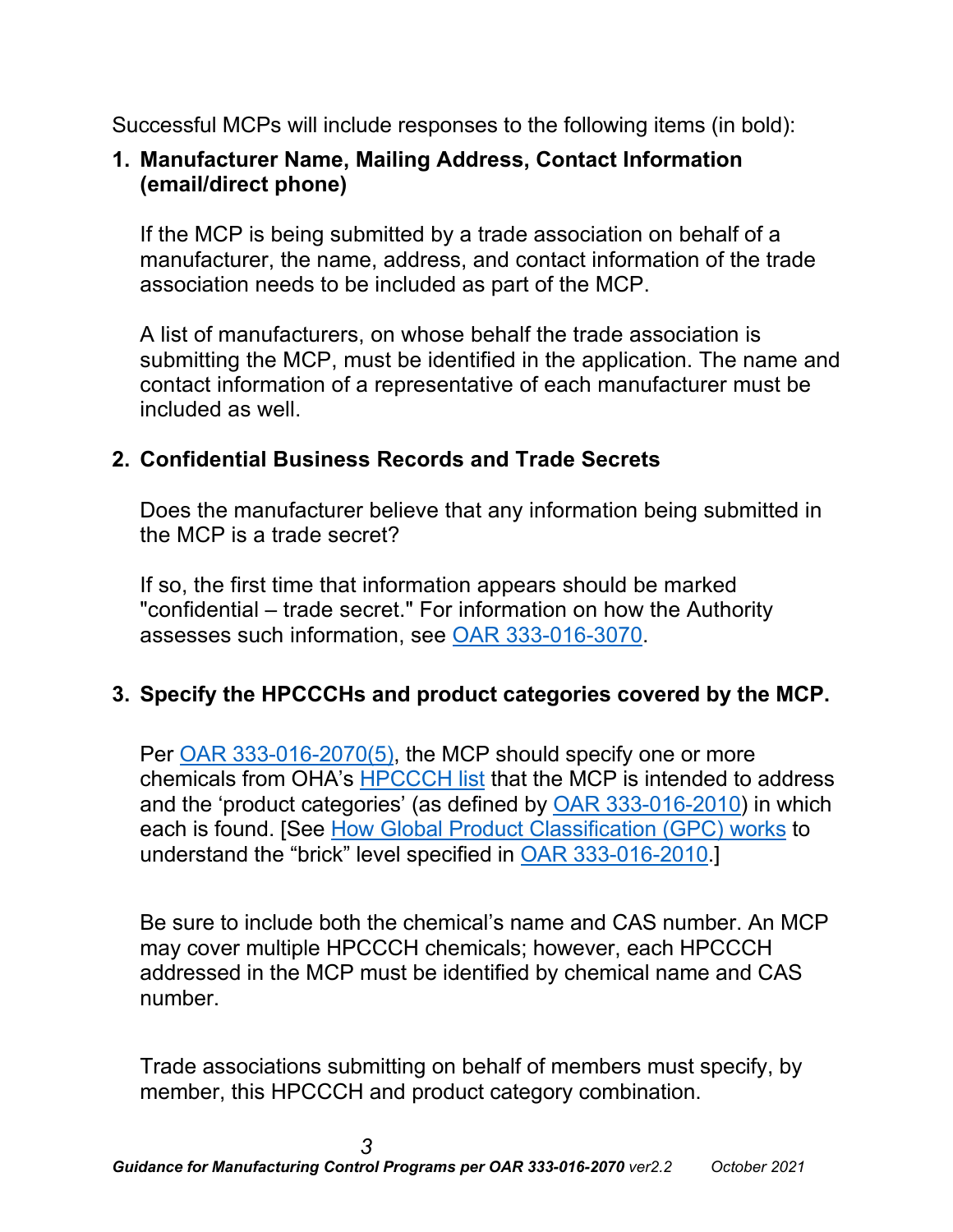Successful MCPs will include responses to the following items (in bold):

1. **Manufacturer Name, Mailing Address, Contact Information (email/direct phone)**

   If the MCP is being submitted by a trade association on behalf of a manufacturer, the name, address, and contact information of the trade association needs to be included as part of the MCP.

   A list of manufacturers, on whose behalf the trade association is submitting the MCP, must be identified in the application. The name and contact information of a representative of each manufacturer must be included as well.

2. **Confidential Business Records and Trade Secrets**

   Does the manufacturer believe that any information being submitted in the MCP is a trade secret?

   If so, the first time that information appears should be marked "confidential – trade secret." For information on how the Authority assesses such information, see OAR 333-016-3070.

3. **Specify the HPCCCHs and product categories covered by the MCP.**

   Per OAR 333-016-2070(5), the MCP should specify one or more chemicals from OHA's HPCCCH list that the MCP is intended to address and the 'product categories' (as defined by OAR 333-016-2010) in which each is found. [See How Global Product Classification (GPC) works to understand the "brick" level specified in OAR 333-016-2010.]

   Be sure to include both the chemical's name and CAS number. An MCP may cover multiple HPCCCH chemicals; however, each HPCCCH addressed in the MCP must be identified by chemical name and CAS number.

   Trade associations submitting on behalf of members must specify, by member, this HPCCCH and product category combination.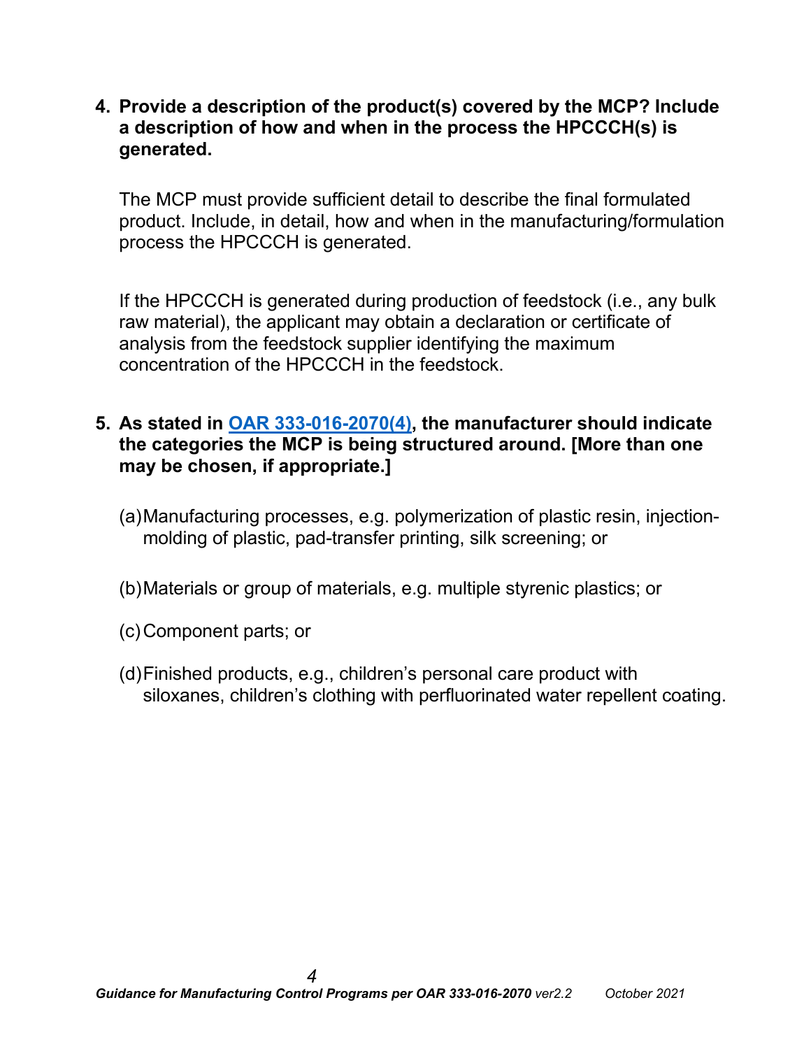4. **Provide a description of the product(s) covered by the MCP? Include a description of how and when in the process the HPCCCH(s) is generated.**

   The MCP must provide sufficient detail to describe the final formulated product. Include, in detail, how and when in the manufacturing/formulation process the HPCCCH is generated.

   If the HPCCCH is generated during production of feedstock (i.e., any bulk raw material), the applicant may obtain a declaration or certificate of analysis from the feedstock supplier identifying the maximum concentration of the HPCCCH in the feedstock.

5. **As stated in OAR 333-016-2070(4), the manufacturer should indicate the categories the MCP is being structured around. [More than one may be chosen, if appropriate.]**

   (a) Manufacturing processes, e.g. polymerization of plastic resin, injection-molding of plastic, pad-transfer printing, silk screening; or

   (b) Materials or group of materials, e.g. multiple styrenic plastics; or

   (c) Component parts; or

   (d) Finished products, e.g., children's personal care product with siloxanes, children's clothing with perfluorinated water repellent coating.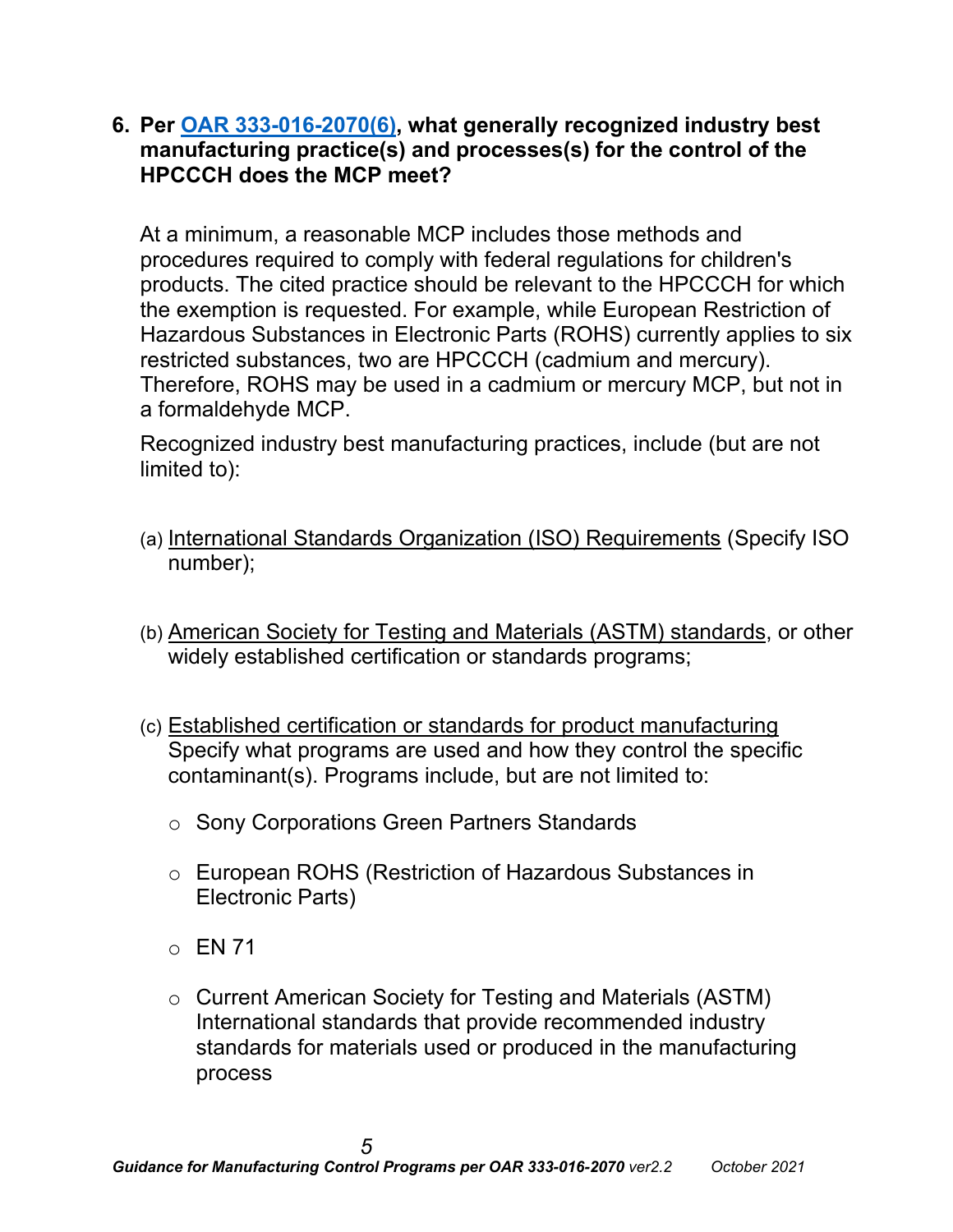**6. Per [OAR 333-016-2070(6)](#), what generally recognized industry best manufacturing practice(s) and processes(s) for the control of the HPCCCH does the MCP meet?**

At a minimum, a reasonable MCP includes those methods and procedures required to comply with federal regulations for children's products. The cited practice should be relevant to the HPCCCH for which the exemption is requested. For example, while European Restriction of Hazardous Substances in Electronic Parts (ROHS) currently applies to six restricted substances, two are HPCCCH (cadmium and mercury). Therefore, ROHS may be used in a cadmium or mercury MCP, but not in a formaldehyde MCP.

Recognized industry best manufacturing practices, include (but are not limited to):

(a) International Standards Organization (ISO) Requirements (Specify ISO number);

(b) American Society for Testing and Materials (ASTM) standards, or other widely established certification or standards programs;

(c) Established certification or standards for product manufacturing Specify what programs are used and how they control the specific contaminant(s). Programs include, but are not limited to:

- Sony Corporations Green Partners Standards
- European ROHS (Restriction of Hazardous Substances in Electronic Parts)
- EN 71
- Current American Society for Testing and Materials (ASTM) International standards that provide recommended industry standards for materials used or produced in the manufacturing process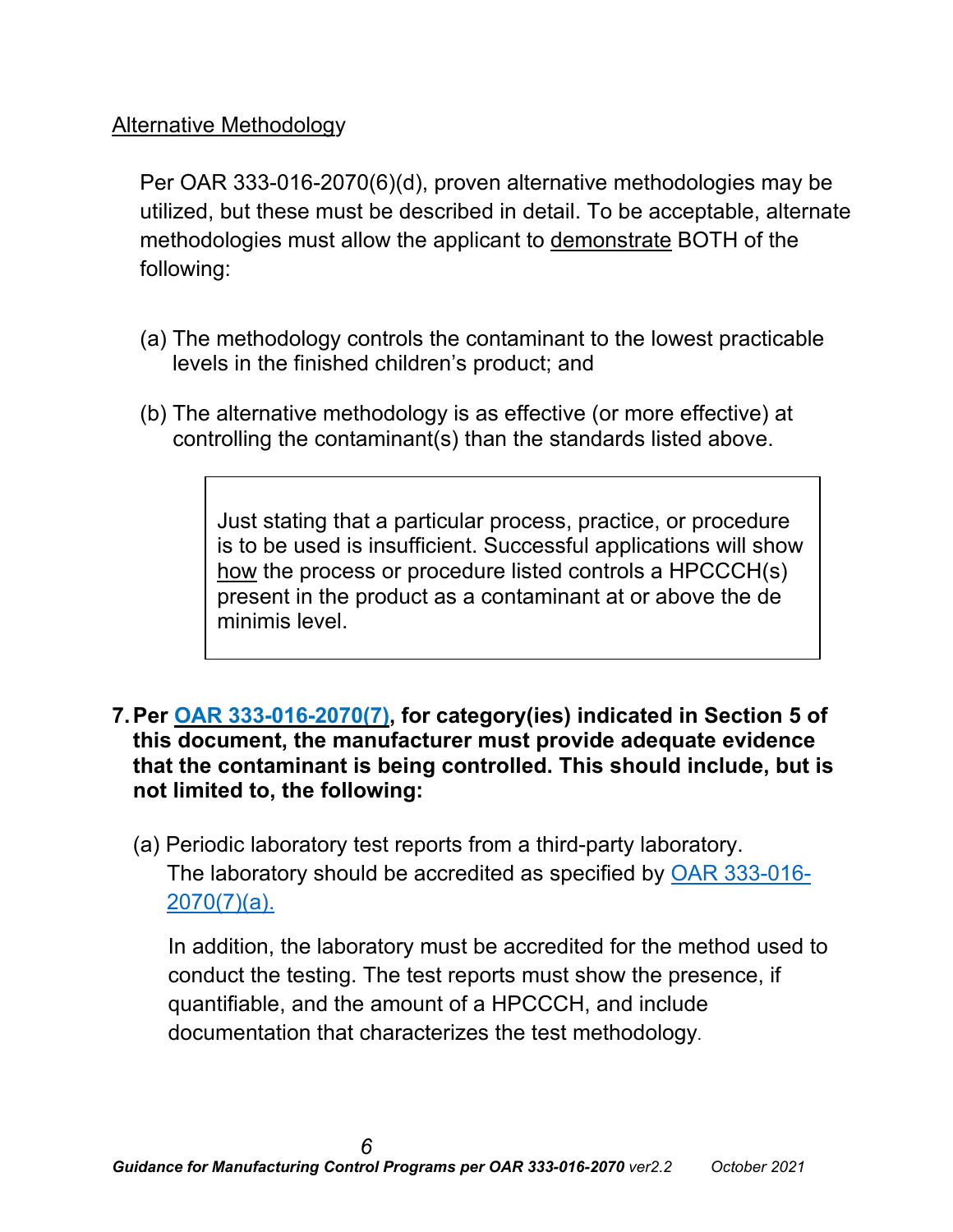<u>Alternative Methodology</u>

Per OAR 333-016-2070(6)(d), proven alternative methodologies may be utilized, but these must be described in detail. To be acceptable, alternate methodologies must allow the applicant to <u>demonstrate</u> BOTH of the following:

(a) The methodology controls the contaminant to the lowest practicable levels in the finished children's product; and

(b) The alternative methodology is as effective (or more effective) at controlling the contaminant(s) than the standards listed above.

> Just stating that a particular process, practice, or procedure is to be used is insufficient. Successful applications will show <u>how</u> the process or procedure listed controls a HPCCCH(s) present in the product as a contaminant at or above the de minimis level.

**7. Per [OAR 333-016-2070(7)](OAR 333-016-2070(7)), for category(ies) indicated in Section 5 of this document, the manufacturer must provide adequate evidence that the contaminant is being controlled. This should include, but is not limited to, the following:**

(a) Periodic laboratory test reports from a third-party laboratory. The laboratory should be accredited as specified by [OAR 333-016-2070(7)(a).](OAR 333-016-2070(7)(a).)

In addition, the laboratory must be accredited for the method used to conduct the testing. The test reports must show the presence, if quantifiable, and the amount of a HPCCCH, and include documentation that characterizes the test methodology.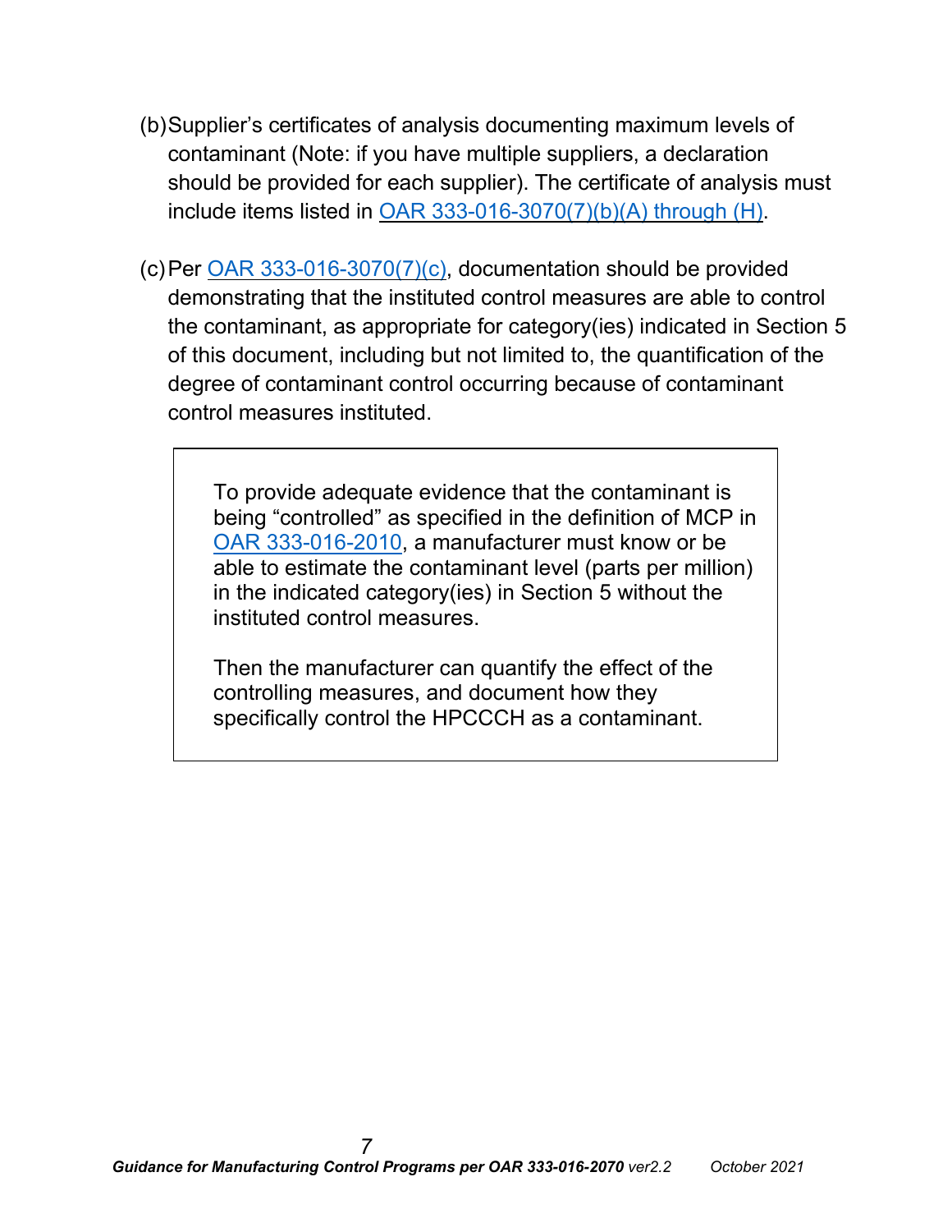(b) Supplier's certificates of analysis documenting maximum levels of contaminant (Note: if you have multiple suppliers, a declaration should be provided for each supplier). The certificate of analysis must include items listed in OAR 333-016-3070(7)(b)(A) through (H).

(c) Per OAR 333-016-3070(7)(c), documentation should be provided demonstrating that the instituted control measures are able to control the contaminant, as appropriate for category(ies) indicated in Section 5 of this document, including but not limited to, the quantification of the degree of contaminant control occurring because of contaminant control measures instituted.

> To provide adequate evidence that the contaminant is being "controlled" as specified in the definition of MCP in OAR 333-016-2010, a manufacturer must know or be able to estimate the contaminant level (parts per million) in the indicated category(ies) in Section 5 without the instituted control measures.
>
> Then the manufacturer can quantify the effect of the controlling measures, and document how they specifically control the HPCCCH as a contaminant.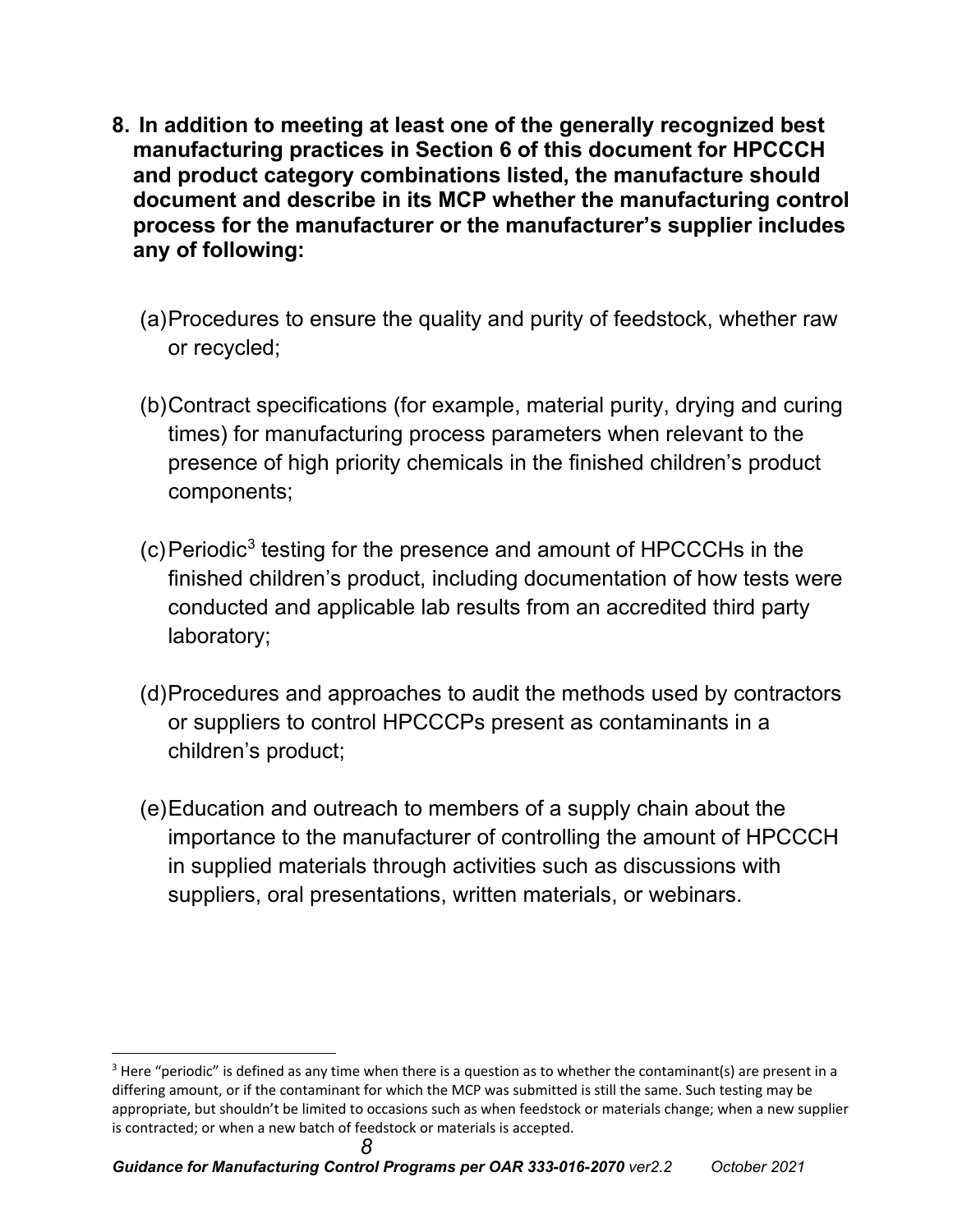**8. In addition to meeting at least one of the generally recognized best manufacturing practices in Section 6 of this document for HPCCCH and product category combinations listed, the manufacture should document and describe in its MCP whether the manufacturing control process for the manufacturer or the manufacturer's supplier includes any of following:**

(a) Procedures to ensure the quality and purity of feedstock, whether raw or recycled;

(b) Contract specifications (for example, material purity, drying and curing times) for manufacturing process parameters when relevant to the presence of high priority chemicals in the finished children's product components;

(c) Periodic[3] testing for the presence and amount of HPCCCHs in the finished children's product, including documentation of how tests were conducted and applicable lab results from an accredited third party laboratory;

(d) Procedures and approaches to audit the methods used by contractors or suppliers to control HPCCCPs present as contaminants in a children's product;

(e) Education and outreach to members of a supply chain about the importance to the manufacturer of controlling the amount of HPCCCH in supplied materials through activities such as discussions with suppliers, oral presentations, written materials, or webinars.

---

[3] Here "periodic" is defined as any time when there is a question as to whether the contaminant(s) are present in a differing amount, or if the contaminant for which the MCP was submitted is still the same. Such testing may be appropriate, but shouldn't be limited to occasions such as when feedstock or materials change; when a new supplier is contracted; or when a new batch of feedstock or materials is accepted.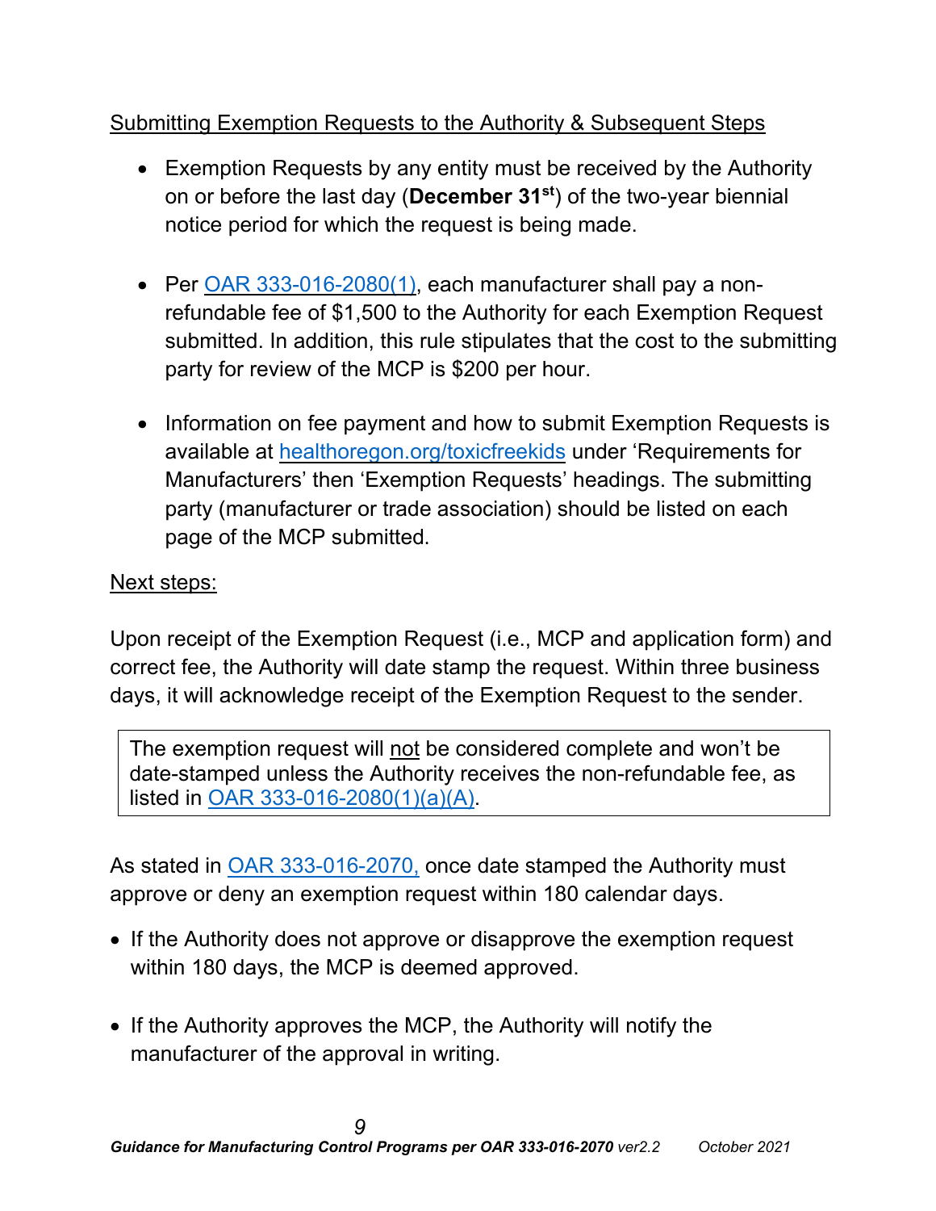Submitting Exemption Requests to the Authority & Subsequent Steps

- Exemption Requests by any entity must be received by the Authority on or before the last day (**December 31st**) of the two-year biennial notice period for which the request is being made.

- Per [OAR 333-016-2080(1)](), each manufacturer shall pay a non-refundable fee of $1,500 to the Authority for each Exemption Request submitted. In addition, this rule stipulates that the cost to the submitting party for review of the MCP is $200 per hour.

- Information on fee payment and how to submit Exemption Requests is available at [healthoregon.org/toxicfreekids]() under 'Requirements for Manufacturers' then 'Exemption Requests' headings. The submitting party (manufacturer or trade association) should be listed on each page of the MCP submitted.

Next steps:

Upon receipt of the Exemption Request (i.e., MCP and application form) and correct fee, the Authority will date stamp the request. Within three business days, it will acknowledge receipt of the Exemption Request to the sender.

| The exemption request will not be considered complete and won't be date-stamped unless the Authority receives the non-refundable fee, as listed in [OAR 333-016-2080(1)(a)(A)](). |
|---|

As stated in [OAR 333-016-2070,]() once date stamped the Authority must approve or deny an exemption request within 180 calendar days.

- If the Authority does not approve or disapprove the exemption request within 180 days, the MCP is deemed approved.

- If the Authority approves the MCP, the Authority will notify the manufacturer of the approval in writing.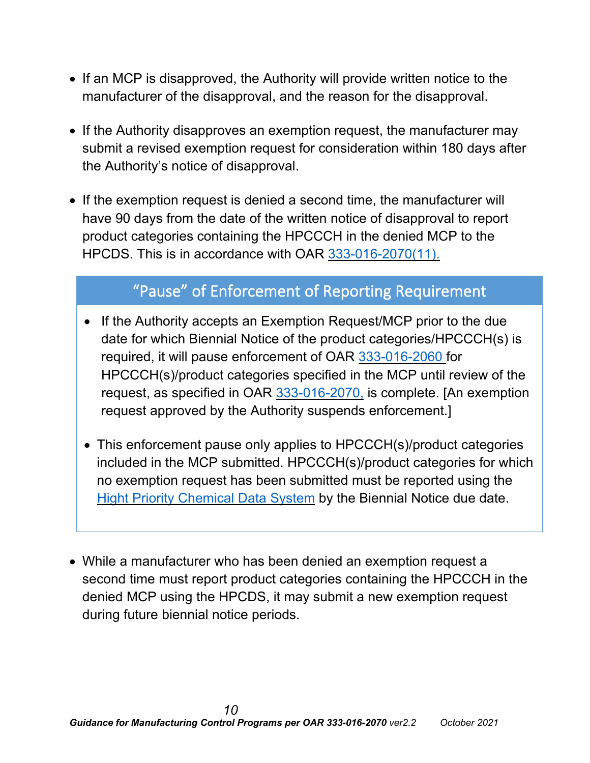- If an MCP is disapproved, the Authority will provide written notice to the manufacturer of the disapproval, and the reason for the disapproval.

- If the Authority disapproves an exemption request, the manufacturer may submit a revised exemption request for consideration within 180 days after the Authority's notice of disapproval.

- If the exemption request is denied a second time, the manufacturer will have 90 days from the date of the written notice of disapproval to report product categories containing the HPCCCH in the denied MCP to the HPCDS. This is in accordance with OAR 333-016-2070(11).

## "Pause" of Enforcement of Reporting Requirement

- If the Authority accepts an Exemption Request/MCP prior to the due date for which Biennial Notice of the product categories/HPCCCH(s) is required, it will pause enforcement of OAR 333-016-2060 for HPCCCH(s)/product categories specified in the MCP until review of the request, as specified in OAR 333-016-2070, is complete. [An exemption request approved by the Authority suspends enforcement.]

- This enforcement pause only applies to HPCCCH(s)/product categories included in the MCP submitted. HPCCCH(s)/product categories for which no exemption request has been submitted must be reported using the Hight Priority Chemical Data System by the Biennial Notice due date.

- While a manufacturer who has been denied an exemption request a second time must report product categories containing the HPCCCH in the denied MCP using the HPCDS, it may submit a new exemption request during future biennial notice periods.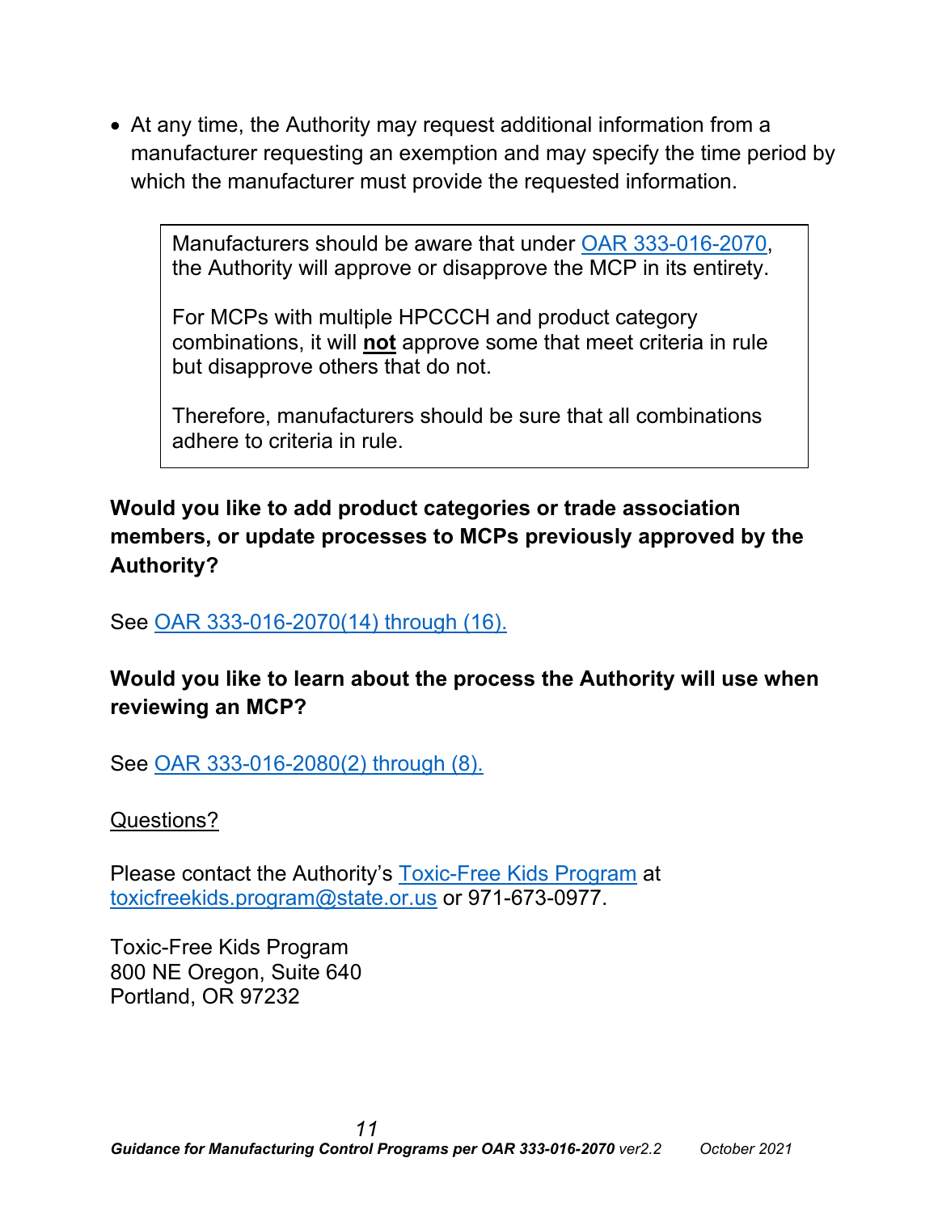- At any time, the Authority may request additional information from a manufacturer requesting an exemption and may specify the time period by which the manufacturer must provide the requested information.

> Manufacturers should be aware that under OAR 333-016-2070, the Authority will approve or disapprove the MCP in its entirety.
>
> For MCPs with multiple HPCCCH and product category combinations, it will **not** approve some that meet criteria in rule but disapprove others that do not.
>
> Therefore, manufacturers should be sure that all combinations adhere to criteria in rule.

**Would you like to add product categories or trade association members, or update processes to MCPs previously approved by the Authority?**

See OAR 333-016-2070(14) through (16).

**Would you like to learn about the process the Authority will use when reviewing an MCP?**

See OAR 333-016-2080(2) through (8).

Questions?

Please contact the Authority's Toxic-Free Kids Program at toxicfreekids.program@state.or.us or 971-673-0977.

Toxic-Free Kids Program
800 NE Oregon, Suite 640
Portland, OR 97232